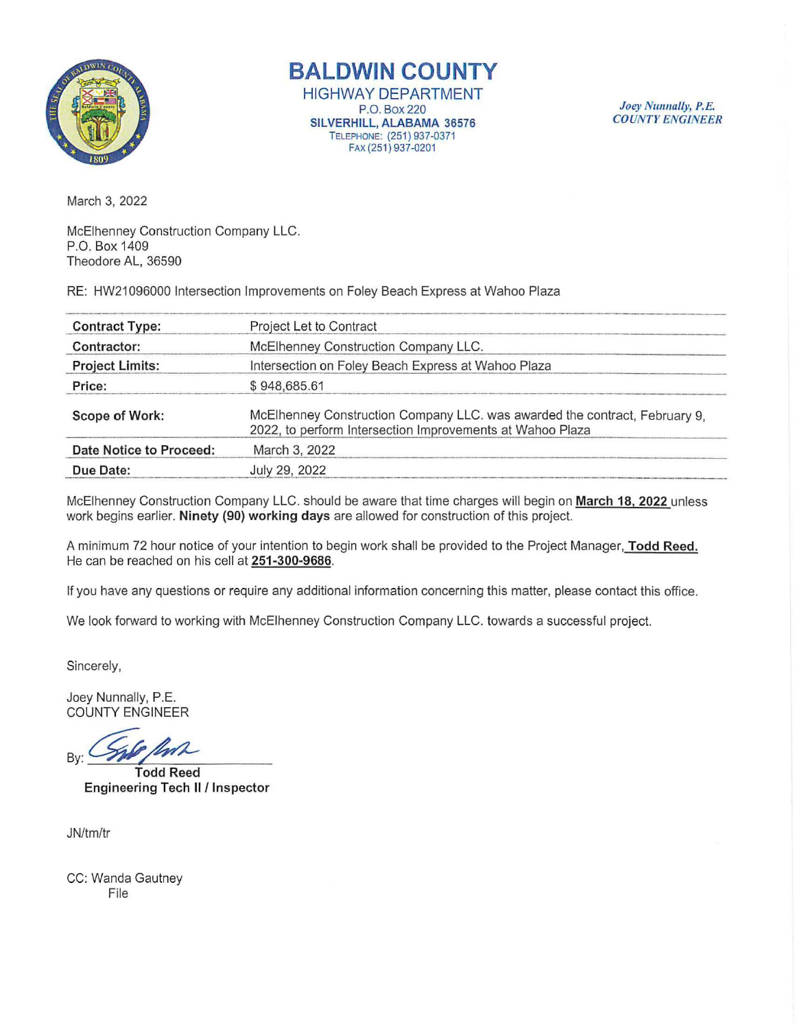# BALDWIN COUNTY

HIGHWAY DEPARTMENT
P.O. Box 220
**SILVERHILL, ALABAMA 36576**
TELEPHONE: (251) 937-0371
FAX (251) 937-0201

*Joey Nunnally, P.E.*
*COUNTY ENGINEER*

March 3, 2022

McElhenney Construction Company LLC.
P.O. Box 1409
Theodore AL, 36590

RE: HW21096000 Intersection Improvements on Foley Beach Express at Wahoo Plaza

| | |
|---|---|
| **Contract Type:** | Project Let to Contract |
| **Contractor:** | McElhenney Construction Company LLC. |
| **Project Limits:** | Intersection on Foley Beach Express at Wahoo Plaza |
| **Price:** | $ 948,685.61 |
| **Scope of Work:** | McElhenney Construction Company LLC. was awarded the contract, February 9, 2022, to perform Intersection Improvements at Wahoo Plaza |
| **Date Notice to Proceed:** | March 3, 2022 |
| **Due Date:** | July 29, 2022 |

McElhenney Construction Company LLC. should be aware that time charges will begin on **March 18, 2022** unless work begins earlier. **Ninety (90) working days** are allowed for construction of this project.

A minimum 72 hour notice of your intention to begin work shall be provided to the Project Manager, **Todd Reed.** He can be reached on his cell at **251-300-9686**.

If you have any questions or require any additional information concerning this matter, please contact this office.

We look forward to working with McElhenney Construction Company LLC. towards a successful project.

Sincerely,

Joey Nunnally, P.E.
COUNTY ENGINEER

By: ______________________
**Todd Reed**
**Engineering Tech II / Inspector**

JN/tm/tr

CC: Wanda Gautney
File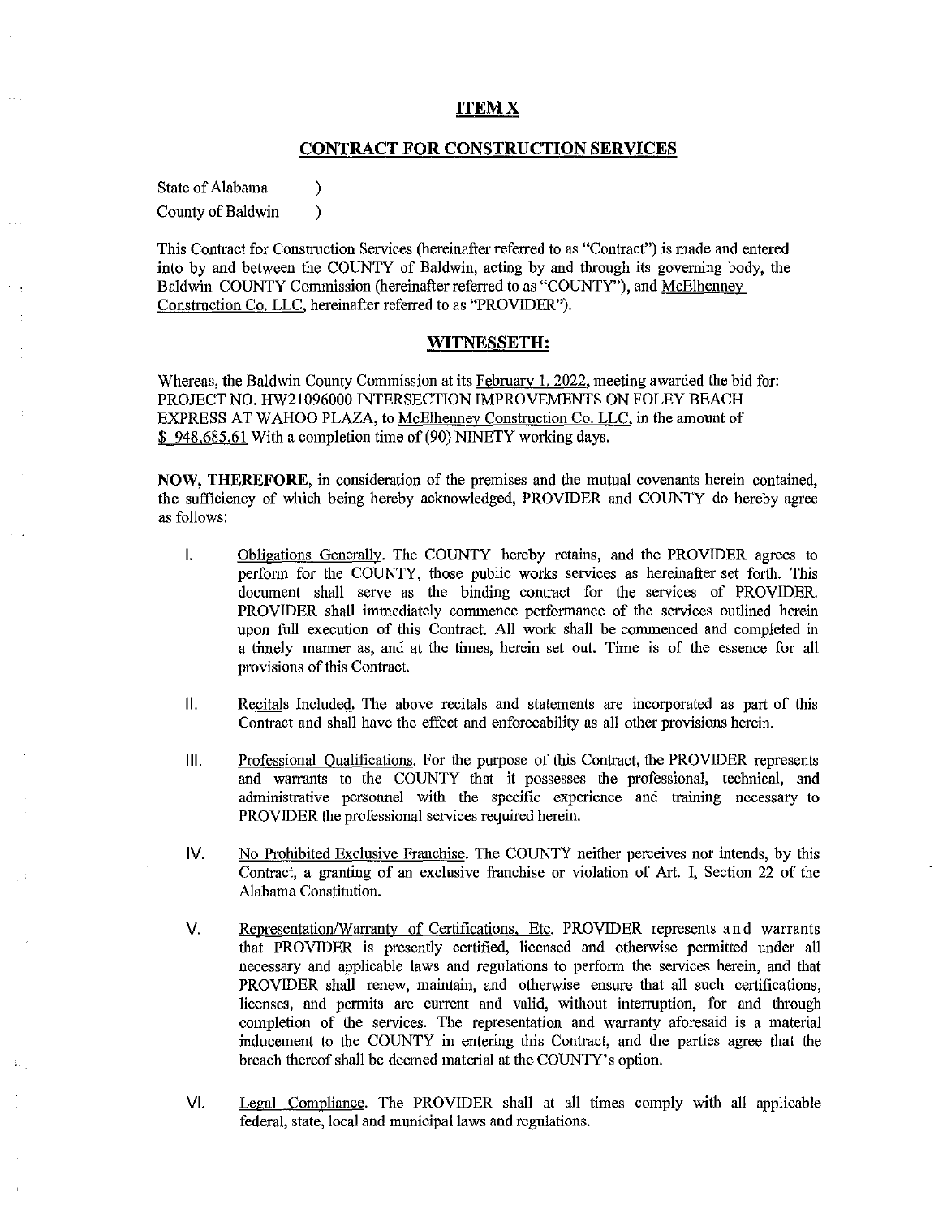## ITEM X

## CONTRACT FOR CONSTRUCTION SERVICES

State of Alabama )
County of Baldwin )

This Contract for Construction Services (hereinafter referred to as "Contract") is made and entered into by and between the COUNTY of Baldwin, acting by and through its governing body, the Baldwin COUNTY Commission (hereinafter referred to as "COUNTY"), and McElhenney Construction Co. LLC, hereinafter referred to as "PROVIDER").

## WITNESSETH:

Whereas, the Baldwin County Commission at its February 1, 2022, meeting awarded the bid for: PROJECT NO. HW21096000 INTERSECTION IMPROVEMENTS ON FOLEY BEACH EXPRESS AT WAHOO PLAZA, to McElhenney Construction Co. LLC, in the amount of $ 948,685.61 With a completion time of (90) NINETY working days.

**NOW, THEREFORE,** in consideration of the premises and the mutual covenants herein contained, the sufficiency of which being hereby acknowledged, PROVIDER and COUNTY do hereby agree as follows:

I. Obligations Generally. The COUNTY hereby retains, and the PROVIDER agrees to perform for the COUNTY, those public works services as hereinafter set forth. This document shall serve as the binding contract for the services of PROVIDER. PROVIDER shall immediately commence performance of the services outlined herein upon full execution of this Contract. All work shall be commenced and completed in a timely manner as, and at the times, herein set out. Time is of the essence for all provisions of this Contract.

II. Recitals Included. The above recitals and statements are incorporated as part of this Contract and shall have the effect and enforceability as all other provisions herein.

III. Professional Qualifications. For the purpose of this Contract, the PROVIDER represents and warrants to the COUNTY that it possesses the professional, technical, and administrative personnel with the specific experience and training necessary to PROVIDER the professional services required herein.

IV. No Prohibited Exclusive Franchise. The COUNTY neither perceives nor intends, by this Contract, a granting of an exclusive franchise or violation of Art. I, Section 22 of the Alabama Constitution.

V. Representation/Warranty of Certifications, Etc. PROVIDER represents and warrants that PROVIDER is presently certified, licensed and otherwise permitted under all necessary and applicable laws and regulations to perform the services herein, and that PROVIDER shall renew, maintain, and otherwise ensure that all such certifications, licenses, and permits are current and valid, without interruption, for and through completion of the services. The representation and warranty aforesaid is a material inducement to the COUNTY in entering this Contract, and the parties agree that the breach thereof shall be deemed material at the COUNTY's option.

VI. Legal Compliance. The PROVIDER shall at all times comply with all applicable federal, state, local and municipal laws and regulations.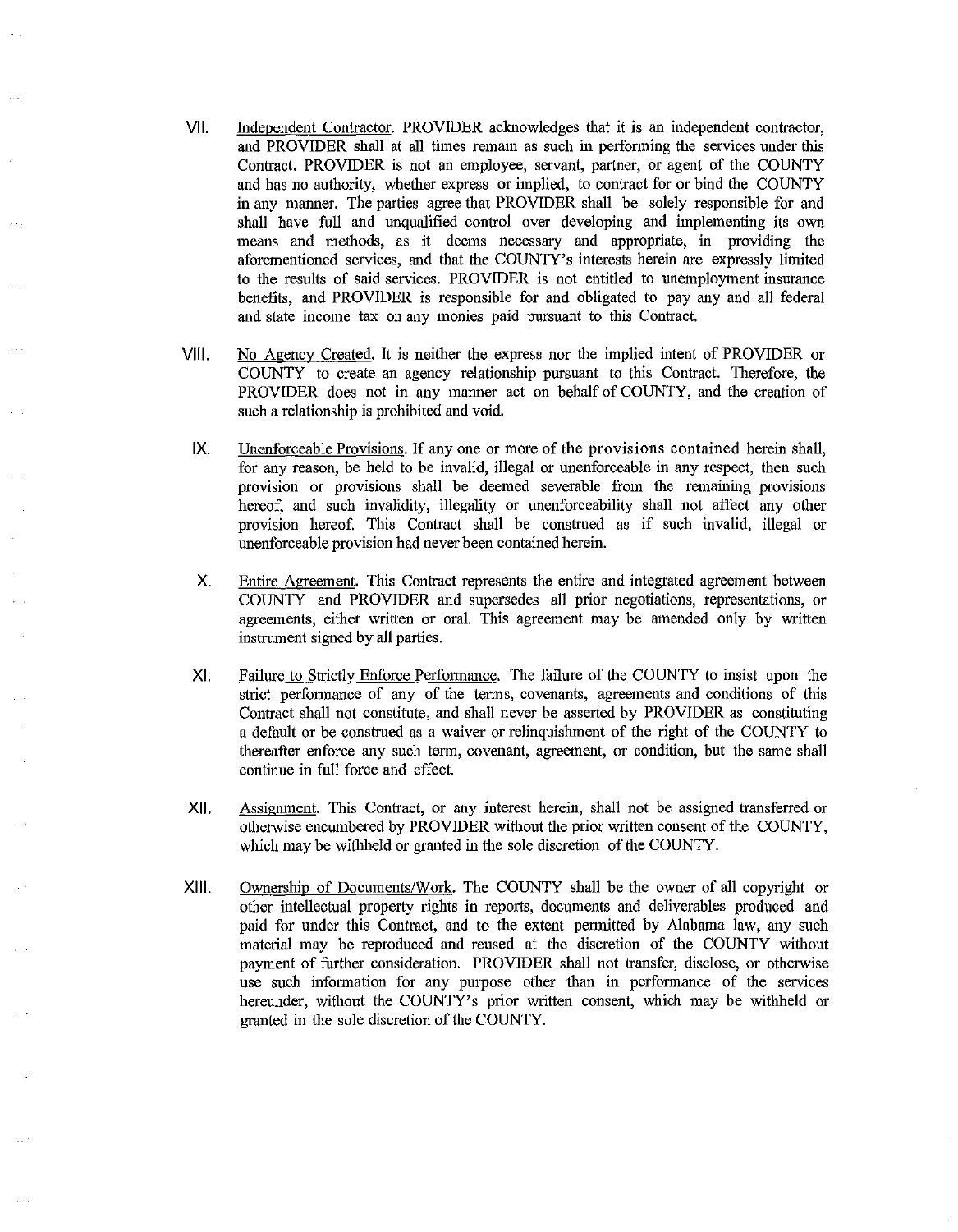VII. Independent Contractor. PROVIDER acknowledges that it is an independent contractor, and PROVIDER shall at all times remain as such in performing the services under this Contract. PROVIDER is not an employee, servant, partner, or agent of the COUNTY and has no authority, whether express or implied, to contract for or bind the COUNTY in any manner. The parties agree that PROVIDER shall be solely responsible for and shall have full and unqualified control over developing and implementing its own means and methods, as it deems necessary and appropriate, in providing the aforementioned services, and that the COUNTY's interests herein are expressly limited to the results of said services. PROVIDER is not entitled to unemployment insurance benefits, and PROVIDER is responsible for and obligated to pay any and all federal and state income tax on any monies paid pursuant to this Contract.

VIII. No Agency Created. It is neither the express nor the implied intent of PROVIDER or COUNTY to create an agency relationship pursuant to this Contract. Therefore, the PROVIDER does not in any manner act on behalf of COUNTY, and the creation of such a relationship is prohibited and void.

IX. Unenforceable Provisions. If any one or more of the provisions contained herein shall, for any reason, be held to be invalid, illegal or unenforceable in any respect, then such provision or provisions shall be deemed severable from the remaining provisions hereof, and such invalidity, illegality or unenforceability shall not affect any other provision hereof. This Contract shall be construed as if such invalid, illegal or unenforceable provision had never been contained herein.

X. Entire Agreement. This Contract represents the entire and integrated agreement between COUNTY and PROVIDER and supersedes all prior negotiations, representations, or agreements, either written or oral. This agreement may be amended only by written instrument signed by all parties.

XI. Failure to Strictly Enforce Performance. The failure of the COUNTY to insist upon the strict performance of any of the terms, covenants, agreements and conditions of this Contract shall not constitute, and shall never be asserted by PROVIDER as constituting a default or be construed as a waiver or relinquishment of the right of the COUNTY to thereafter enforce any such term, covenant, agreement, or condition, but the same shall continue in full force and effect.

XII. Assignment. This Contract, or any interest herein, shall not be assigned transferred or otherwise encumbered by PROVIDER without the prior written consent of the COUNTY, which may be withheld or granted in the sole discretion of the COUNTY.

XIII. Ownership of Documents/Work. The COUNTY shall be the owner of all copyright or other intellectual property rights in reports, documents and deliverables produced and paid for under this Contract, and to the extent permitted by Alabama law, any such material may be reproduced and reused at the discretion of the COUNTY without payment of further consideration. PROVIDER shall not transfer, disclose, or otherwise use such information for any purpose other than in performance of the services hereunder, without the COUNTY's prior written consent, which may be withheld or granted in the sole discretion of the COUNTY.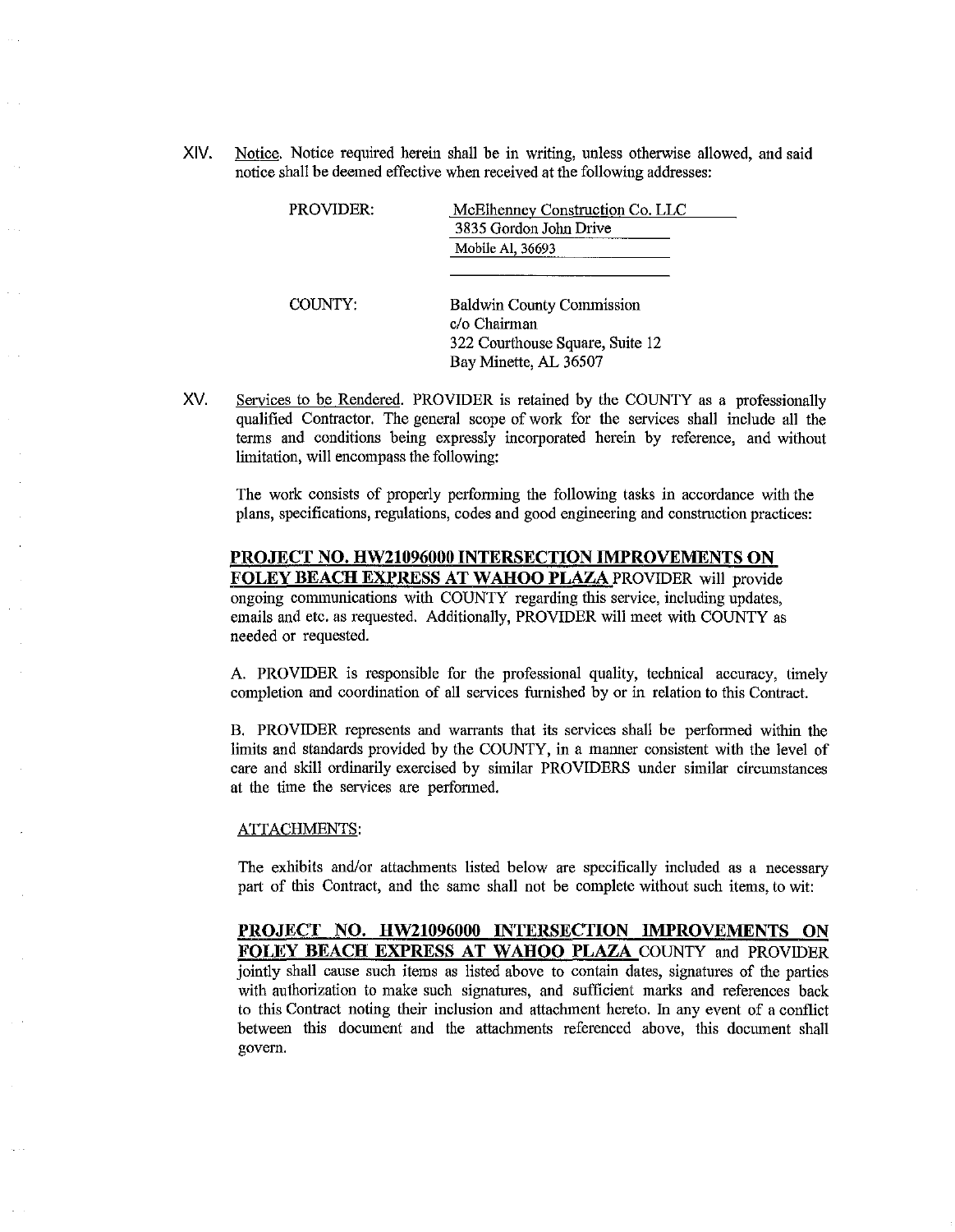XIV. Notice. Notice required herein shall be in writing, unless otherwise allowed, and said notice shall be deemed effective when received at the following addresses:

PROVIDER:
McElhenney Construction Co. LLC
3835 Gordon John Drive
Mobile Al, 36693

COUNTY:
Baldwin County Commission
c/o Chairman
322 Courthouse Square, Suite 12
Bay Minette, AL 36507

XV. Services to be Rendered. PROVIDER is retained by the COUNTY as a professionally qualified Contractor. The general scope of work for the services shall include all the terms and conditions being expressly incorporated herein by reference, and without limitation, will encompass the following:

The work consists of properly performing the following tasks in accordance with the plans, specifications, regulations, codes and good engineering and construction practices:

**PROJECT NO. HW21096000 INTERSECTION IMPROVEMENTS ON FOLEY BEACH EXPRESS AT WAHOO PLAZA** PROVIDER will provide ongoing communications with COUNTY regarding this service, including updates, emails and etc. as requested. Additionally, PROVIDER will meet with COUNTY as needed or requested.

A. PROVIDER is responsible for the professional quality, technical accuracy, timely completion and coordination of all services furnished by or in relation to this Contract.

B. PROVIDER represents and warrants that its services shall be performed within the limits and standards provided by the COUNTY, in a manner consistent with the level of care and skill ordinarily exercised by similar PROVIDERS under similar circumstances at the time the services are performed.

ATTACHMENTS:

The exhibits and/or attachments listed below are specifically included as a necessary part of this Contract, and the same shall not be complete without such items, to wit:

**PROJECT NO. HW21096000 INTERSECTION IMPROVEMENTS ON FOLEY BEACH EXPRESS AT WAHOO PLAZA** COUNTY and PROVIDER jointly shall cause such items as listed above to contain dates, signatures of the parties with authorization to make such signatures, and sufficient marks and references back to this Contract noting their inclusion and attachment hereto. In any event of a conflict between this document and the attachments referenced above, this document shall govern.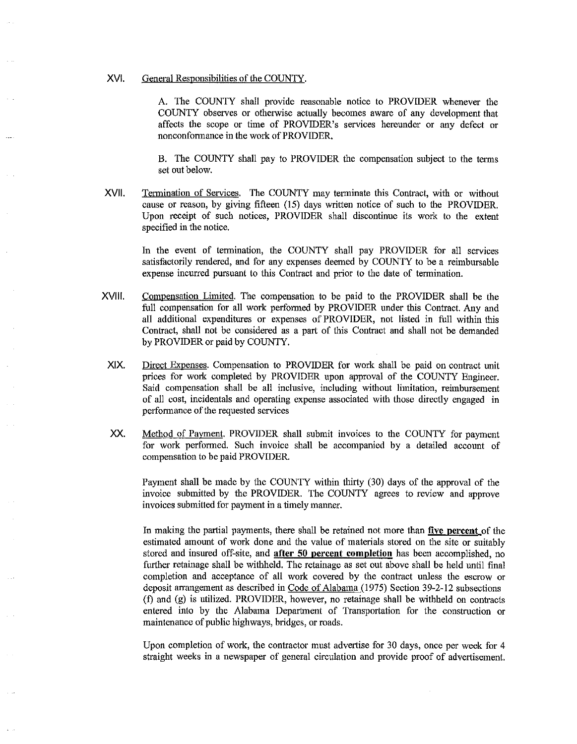XVI. General Responsibilities of the COUNTY.

A. The COUNTY shall provide reasonable notice to PROVIDER whenever the COUNTY observes or otherwise actually becomes aware of any development that affects the scope or time of PROVIDER's services hereunder or any defect or nonconformance in the work of PROVIDER.

B. The COUNTY shall pay to PROVIDER the compensation subject to the terms set out below.

XVII. Termination of Services. The COUNTY may terminate this Contract, with or without cause or reason, by giving fifteen (15) days written notice of such to the PROVIDER. Upon receipt of such notices, PROVIDER shall discontinue its work to the extent specified in the notice.

In the event of termination, the COUNTY shall pay PROVIDER for all services satisfactorily rendered, and for any expenses deemed by COUNTY to be a reimbursable expense incurred pursuant to this Contract and prior to the date of termination.

XVIII. Compensation Limited. The compensation to be paid to the PROVIDER shall be the full compensation for all work performed by PROVIDER under this Contract. Any and all additional expenditures or expenses of PROVIDER, not listed in full within this Contract, shall not be considered as a part of this Contract and shall not be demanded by PROVIDER or paid by COUNTY.

XIX. Direct Expenses. Compensation to PROVIDER for work shall be paid on contract unit prices for work completed by PROVIDER upon approval of the COUNTY Engineer. Said compensation shall be all inclusive, including without limitation, reimbursement of all cost, incidentals and operating expense associated with those directly engaged in performance of the requested services

XX. Method of Payment. PROVIDER shall submit invoices to the COUNTY for payment for work performed. Such invoice shall be accompanied by a detailed account of compensation to be paid PROVIDER.

Payment shall be made by the COUNTY within thirty (30) days of the approval of the invoice submitted by the PROVIDER. The COUNTY agrees to review and approve invoices submitted for payment in a timely manner.

In making the partial payments, there shall be retained not more than **five percent** of the estimated amount of work done and the value of materials stored on the site or suitably stored and insured off-site, and **after 50 percent completion** has been accomplished, no further retainage shall be withheld. The retainage as set out above shall be held until final completion and acceptance of all work covered by the contract unless the escrow or deposit arrangement as described in Code of Alabama (1975) Section 39-2-12 subsections (f) and (g) is utilized. PROVIDER, however, no retainage shall be withheld on contracts entered into by the Alabama Department of Transportation for the construction or maintenance of public highways, bridges, or roads.

Upon completion of work, the contractor must advertise for 30 days, once per week for 4 straight weeks in a newspaper of general circulation and provide proof of advertisement.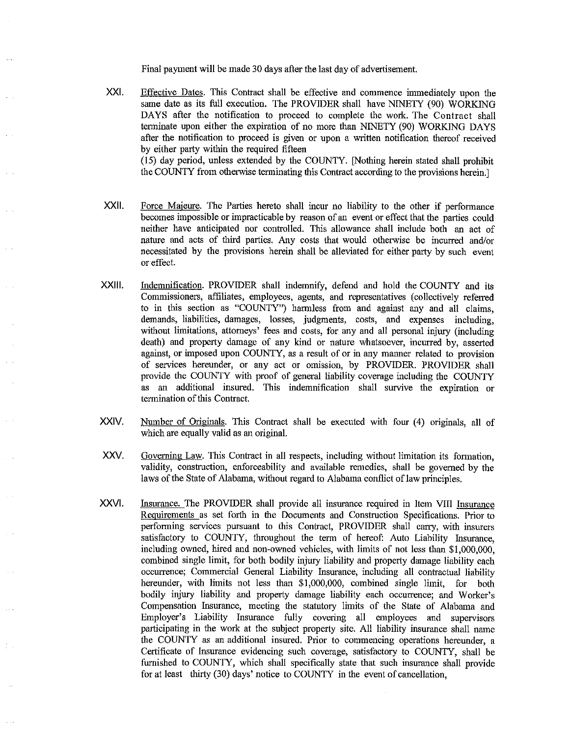Final payment will be made 30 days after the last day of advertisement.

XXI. Effective Dates. This Contract shall be effective and commence immediately upon the same date as its full execution. The PROVIDER shall have NINETY (90) WORKING DAYS after the notification to proceed to complete the work. The Contract shall terminate upon either the expiration of no more than NINETY (90) WORKING DAYS after the notification to proceed is given or upon a written notification thereof received by either party within the required fifteen (15) day period, unless extended by the COUNTY. [Nothing herein stated shall prohibit the COUNTY from otherwise terminating this Contract according to the provisions herein.]

XXII. Force Majeure. The Parties hereto shall incur no liability to the other if performance becomes impossible or impracticable by reason of an event or effect that the parties could neither have anticipated nor controlled. This allowance shall include both an act of nature and acts of third parties. Any costs that would otherwise be incurred and/or necessitated by the provisions herein shall be alleviated for either party by such event or effect.

XXIII. Indemnification. PROVIDER shall indemnify, defend and hold the COUNTY and its Commissioners, affiliates, employees, agents, and representatives (collectively referred to in this section as "COUNTY") harmless from and against any and all claims, demands, liabilities, damages, losses, judgments, costs, and expenses including, without limitations, attorneys' fees and costs, for any and all personal injury (including death) and property damage of any kind or nature whatsoever, incurred by, asserted against, or imposed upon COUNTY, as a result of or in any manner related to provision of services hereunder, or any act or omission, by PROVIDER. PROVIDER shall provide the COUNTY with proof of general liability coverage including the COUNTY as an additional insured. This indemnification shall survive the expiration or termination of this Contract.

XXIV. Number of Originals. This Contract shall be executed with four (4) originals, all of which are equally valid as an original.

XXV. Governing Law. This Contract in all respects, including without limitation its formation, validity, construction, enforceability and available remedies, shall be governed by the laws of the State of Alabama, without regard to Alabama conflict of law principles.

XXVI. Insurance. The PROVIDER shall provide all insurance required in Item VIII Insurance Requirements as set forth in the Documents and Construction Specifications. Prior to performing services pursuant to this Contract, PROVIDER shall carry, with insurers satisfactory to COUNTY, throughout the term of hereof: Auto Liability Insurance, including owned, hired and non-owned vehicles, with limits of not less than $1,000,000, combined single limit, for both bodily injury liability and property damage liability each occurrence; Commercial General Liability Insurance, including all contractual liability hereunder, with limits not less than $1,000,000, combined single limit, for both bodily injury liability and property damage liability each occurrence; and Worker's Compensation Insurance, meeting the statutory limits of the State of Alabama and Employer's Liability Insurance fully covering all employees and supervisors participating in the work at the subject property site. All liability insurance shall name the COUNTY as an additional insured. Prior to commencing operations hereunder, a Certificate of Insurance evidencing such coverage, satisfactory to COUNTY, shall be furnished to COUNTY, which shall specifically state that such insurance shall provide for at least thirty (30) days' notice to COUNTY in the event of cancellation,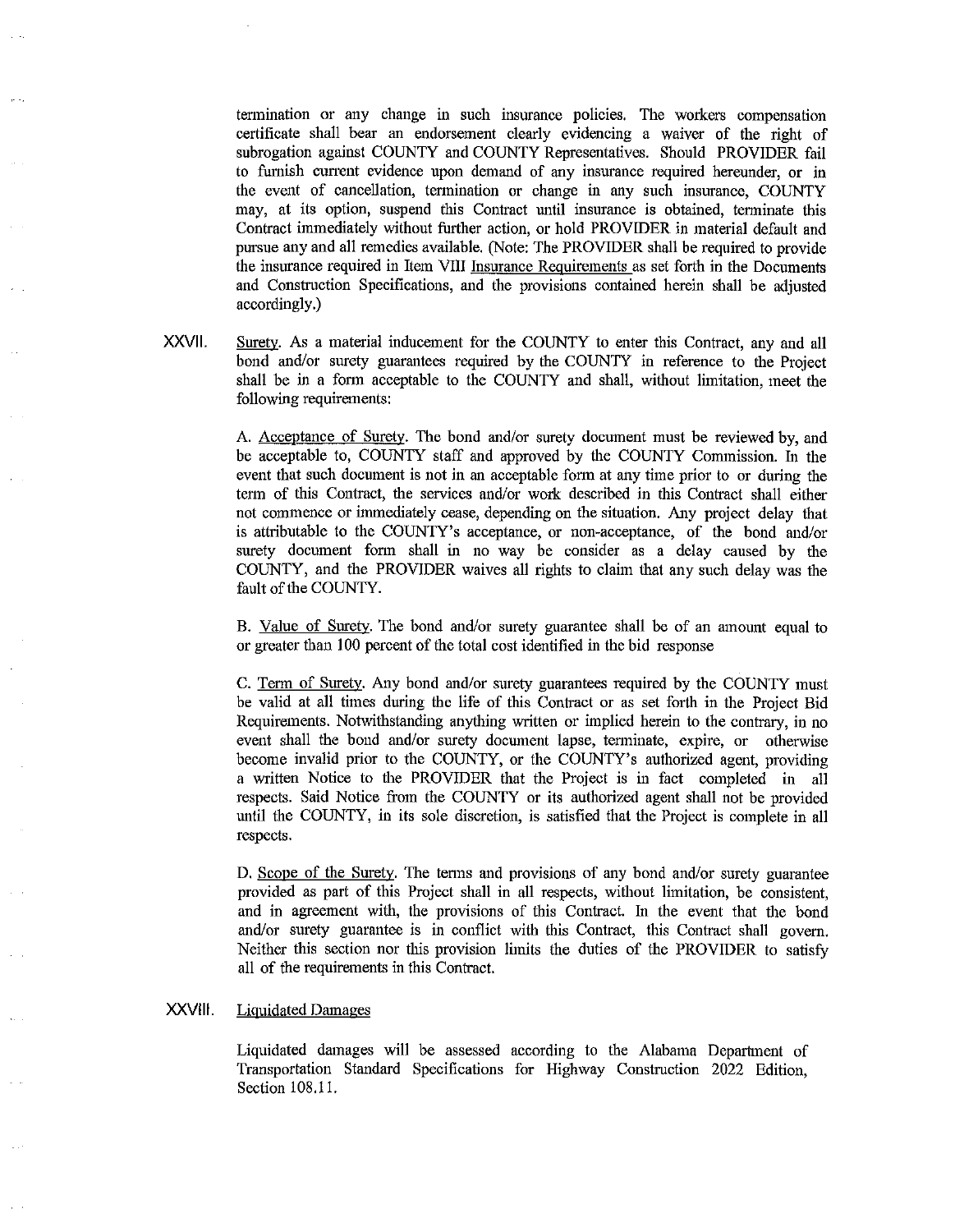termination or any change in such insurance policies. The workers compensation certificate shall bear an endorsement clearly evidencing a waiver of the right of subrogation against COUNTY and COUNTY Representatives. Should PROVIDER fail to furnish current evidence upon demand of any insurance required hereunder, or in the event of cancellation, termination or change in any such insurance, COUNTY may, at its option, suspend this Contract until insurance is obtained, terminate this Contract immediately without further action, or hold PROVIDER in material default and pursue any and all remedies available. (Note: The PROVIDER shall be required to provide the insurance required in Item VIII Insurance Requirements as set forth in the Documents and Construction Specifications, and the provisions contained herein shall be adjusted accordingly.)

XXVII. Surety. As a material inducement for the COUNTY to enter this Contract, any and all bond and/or surety guarantees required by the COUNTY in reference to the Project shall be in a form acceptable to the COUNTY and shall, without limitation, meet the following requirements:

A. Acceptance of Surety. The bond and/or surety document must be reviewed by, and be acceptable to, COUNTY staff and approved by the COUNTY Commission. In the event that such document is not in an acceptable form at any time prior to or during the term of this Contract, the services and/or work described in this Contract shall either not commence or immediately cease, depending on the situation. Any project delay that is attributable to the COUNTY's acceptance, or non-acceptance, of the bond and/or surety document form shall in no way be consider as a delay caused by the COUNTY, and the PROVIDER waives all rights to claim that any such delay was the fault of the COUNTY.

B. Value of Surety. The bond and/or surety guarantee shall be of an amount equal to or greater than 100 percent of the total cost identified in the bid response

C. Term of Surety. Any bond and/or surety guarantees required by the COUNTY must be valid at all times during the life of this Contract or as set forth in the Project Bid Requirements. Notwithstanding anything written or implied herein to the contrary, in no event shall the bond and/or surety document lapse, terminate, expire, or otherwise become invalid prior to the COUNTY, or the COUNTY's authorized agent, providing a written Notice to the PROVIDER that the Project is in fact completed in all respects. Said Notice from the COUNTY or its authorized agent shall not be provided until the COUNTY, in its sole discretion, is satisfied that the Project is complete in all respects.

D. Scope of the Surety. The terms and provisions of any bond and/or surety guarantee provided as part of this Project shall in all respects, without limitation, be consistent, and in agreement with, the provisions of this Contract. In the event that the bond and/or surety guarantee is in conflict with this Contract, this Contract shall govern. Neither this section nor this provision limits the duties of the PROVIDER to satisfy all of the requirements in this Contract.

XXVIII. Liquidated Damages

Liquidated damages will be assessed according to the Alabama Department of Transportation Standard Specifications for Highway Construction 2022 Edition, Section 108.11.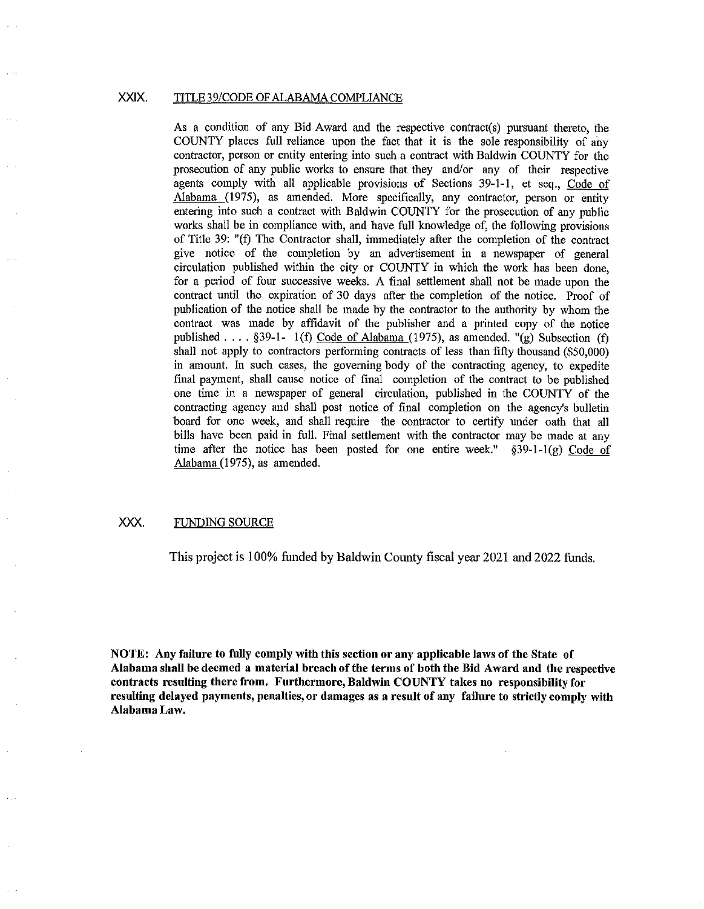## XXIX. TITLE 39/CODE OF ALABAMA COMPLIANCE

As a condition of any Bid Award and the respective contract(s) pursuant thereto, the COUNTY places full reliance upon the fact that it is the sole responsibility of any contractor, person or entity entering into such a contract with Baldwin COUNTY for the prosecution of any public works to ensure that they and/or any of their respective agents comply with all applicable provisions of Sections 39-1-1, et seq., Code of Alabama (1975), as amended. More specifically, any contractor, person or entity entering into such a contract with Baldwin COUNTY for the prosecution of any public works shall be in compliance with, and have full knowledge of, the following provisions of Title 39: "(f) The Contractor shall, immediately after the completion of the contract give notice of the completion by an advertisement in a newspaper of general circulation published within the city or COUNTY in which the work has been done, for a period of four successive weeks. A final settlement shall not be made upon the contract until the expiration of 30 days after the completion of the notice. Proof of publication of the notice shall be made by the contractor to the authority by whom the contract was made by affidavit of the publisher and a printed copy of the notice published . . . . §39-1- 1(f) Code of Alabama (1975), as amended. "(g) Subsection (f) shall not apply to contractors performing contracts of less than fifty thousand ($50,000) in amount. In such cases, the governing body of the contracting agency, to expedite final payment, shall cause notice of final completion of the contract to be published one time in a newspaper of general circulation, published in the COUNTY of the contracting agency and shall post notice of final completion on the agency's bulletin board for one week, and shall require the contractor to certify under oath that all bills have been paid in full. Final settlement with the contractor may be made at any time after the notice has been posted for one entire week." §39-1-1(g) Code of Alabama (1975), as amended.

## XXX. FUNDING SOURCE

This project is 100% funded by Baldwin County fiscal year 2021 and 2022 funds.

**NOTE: Any failure to fully comply with this section or any applicable laws of the State of Alabama shall be deemed a material breach of the terms of both the Bid Award and the respective contracts resulting there from. Furthermore, Baldwin COUNTY takes no responsibility for resulting delayed payments, penalties, or damages as a result of any failure to strictly comply with Alabama Law.**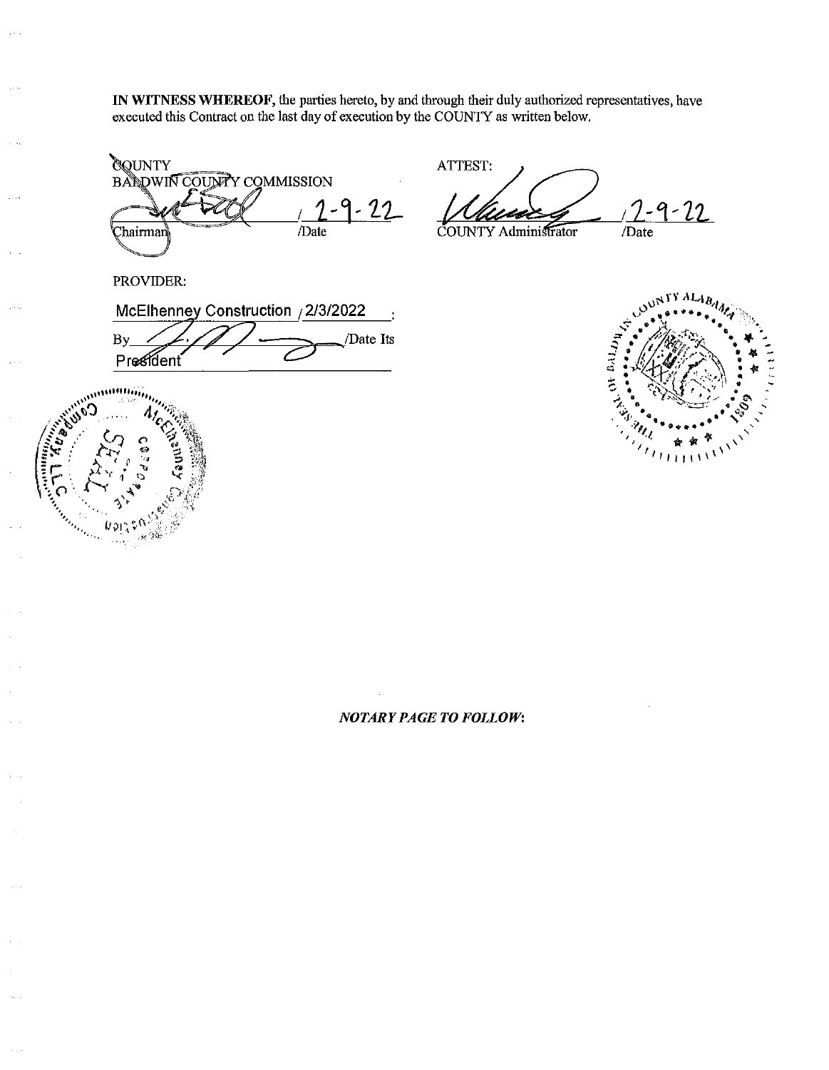**IN WITNESS WHEREOF**, the parties hereto, by and through their duly authorized representatives, have executed this Contract on the last day of execution by the COUNTY as written below.

COUNTY
BALDWIN COUNTY COMMISSION

_______________ / 2-9-22
Chairman /Date

ATTEST:

_______________ / 2-9-22
COUNTY Administrator /Date

PROVIDER:

McElhenney Construction / 2/3/2022 :

By _______________ /Date Its
President

***NOTARY PAGE TO FOLLOW:***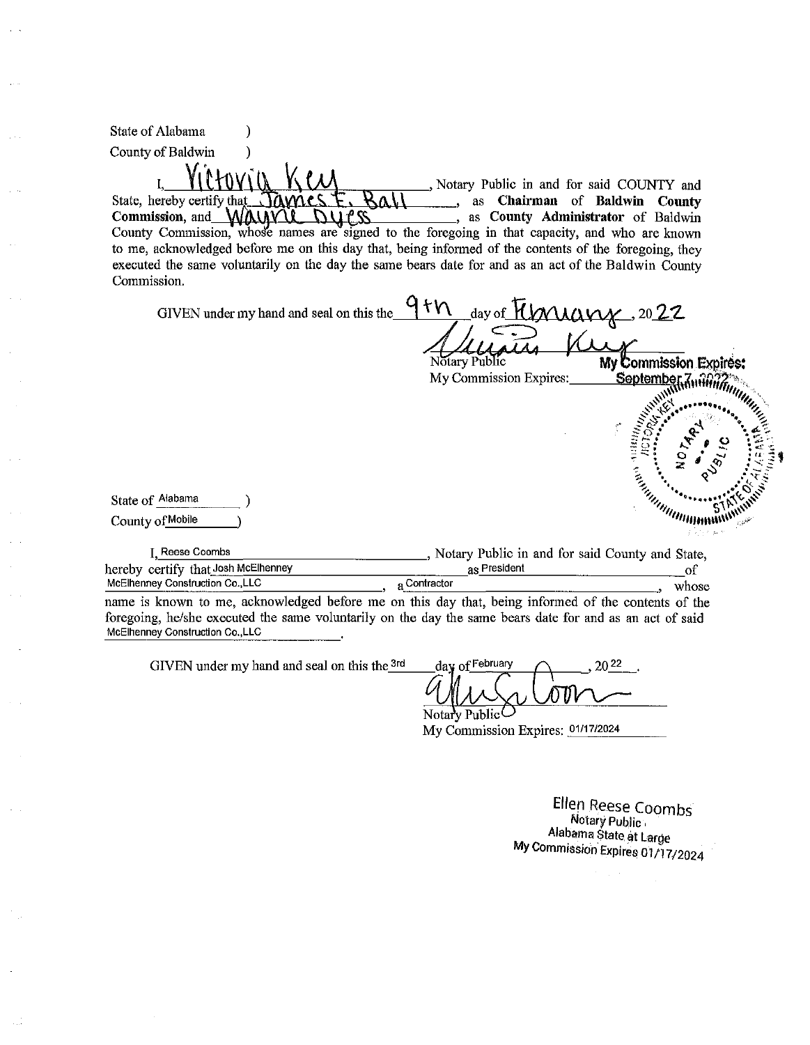State of Alabama )

County of Baldwin )

I, Victoria Key, Notary Public in and for said COUNTY and State, hereby certify that James E. Ball, as **Chairman** of **Baldwin County Commission**, and Wayne Dyess, as **County Administrator** of Baldwin County Commission, whose names are signed to the foregoing in that capacity, and who are known to me, acknowledged before me on this day that, being informed of the contents of the foregoing, they executed the same voluntarily on the day the same bears date for and as an act of the Baldwin County Commission.

GIVEN under my hand and seal on this the 9th day of February, 2022

Notary Public

My Commission Expires: **My Commission Expires: September 7, 2022**

VICTORIA KEY NOTARY PUBLIC STATE OF ALABAMA

State of Alabama )

County of Mobile )

I, Reese Coombs, Notary Public in and for said County and State, hereby certify that Josh McElhenney as President of McElhenney Construction Co.,LLC, a Contractor, whose name is known to me, acknowledged before me on this day that, being informed of the contents of the foregoing, he/she executed the same voluntarily on the day the same bears date for and as an act of said McElhenney Construction Co.,LLC.

GIVEN under my hand and seal on this the 3rd day of February, 20 22.

Notary Public

My Commission Expires: 01/17/2024

Ellen Reese Coombs
Notary Public
Alabama State at Large
My Commission Expires 01/17/2024